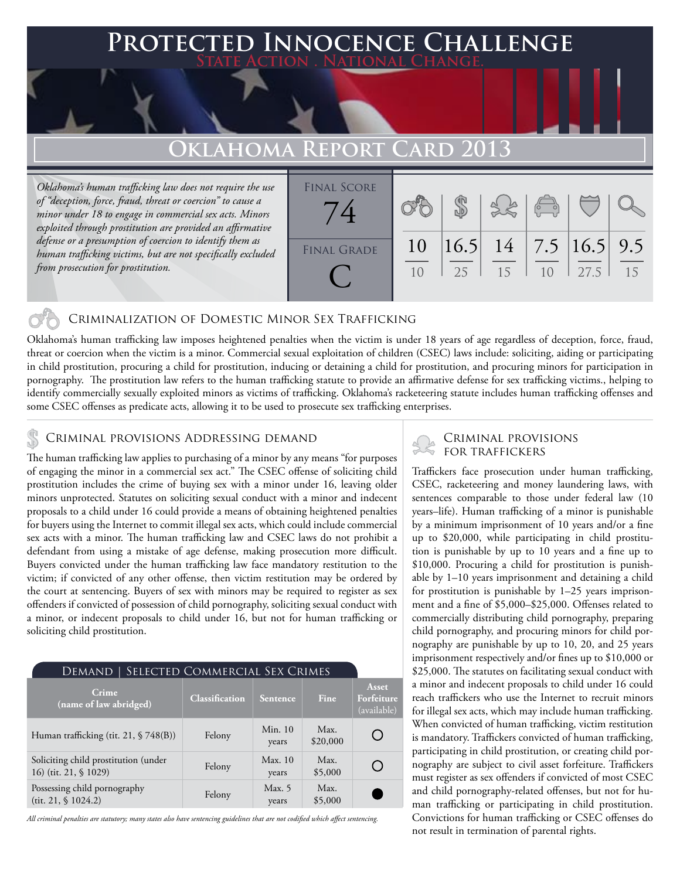# Protected Innocence Challenge

State Action . National Change.

## Oklahoma Report Card 2013

*Oklahoma's human trafficking law does not require the use of "deception, force, fraud, threat or coercion" to cause a minor under 18 to engage in commercial sex acts. Minors exploited through prostitution are provided an affirmative defense or a presumption of coercion to identify them as human trafficking victims, but are not specifically excluded from prosecution for prostitution.*

| Final Score | | | | | | |
|---|---|---|---|---|---|---|
| 74 | 10/10 | 16.5/25 | 14/15 | 7.5/10 | 16.5/27.5 | 9.5/15 |
| **Final Grade** | | | | | | |
| C | | | | | | |

### Criminalization of Domestic Minor Sex Trafficking

Oklahoma's human trafficking law imposes heightened penalties when the victim is under 18 years of age regardless of deception, force, fraud, threat or coercion when the victim is a minor. Commercial sexual exploitation of children (CSEC) laws include: soliciting, aiding or participating in child prostitution, procuring a child for prostitution, inducing or detaining a child for prostitution, and procuring minors for participation in pornography. The prostitution law refers to the human trafficking statute to provide an affirmative defense for sex trafficking victims., helping to identify commercially sexually exploited minors as victims of trafficking. Oklahoma's racketeering statute includes human trafficking offenses and some CSEC offenses as predicate acts, allowing it to be used to prosecute sex trafficking enterprises.

### Criminal provisions Addressing demand

The human trafficking law applies to purchasing of a minor by any means "for purposes of engaging the minor in a commercial sex act." The CSEC offense of soliciting child prostitution includes the crime of buying sex with a minor under 16, leaving older minors unprotected. Statutes on soliciting sexual conduct with a minor and indecent proposals to a child under 16 could provide a means of obtaining heightened penalties for buyers using the Internet to commit illegal sex acts, which could include commercial sex acts with a minor. The human trafficking law and CSEC laws do not prohibit a defendant from using a mistake of age defense, making prosecution more difficult. Buyers convicted under the human trafficking law face mandatory restitution to the victim; if convicted of any other offense, then victim restitution may be ordered by the court at sentencing. Buyers of sex with minors may be required to register as sex offenders if convicted of possession of child pornography, soliciting sexual conduct with a minor, or indecent proposals to child under 16, but not for human trafficking or soliciting child prostitution.

**Demand | Selected Commercial Sex Crimes**

| Crime (name of law abridged) | Classification | Sentence | Fine | Asset Forfeiture (available) |
|---|---|---|---|---|
| Human trafficking (tit. 21, § 748(B)) | Felony | Min. 10 years | Max. $20,000 | ○ |
| Soliciting child prostitution (under 16) (tit. 21, § 1029) | Felony | Max. 10 years | Max. $5,000 | ○ |
| Possessing child pornography (tit. 21, § 1024.2) | Felony | Max. 5 years | Max. $5,000 | ● |

*All criminal penalties are statutory; many states also have sentencing guidelines that are not codified which affect sentencing.*

### Criminal provisions for traffickers

Traffickers face prosecution under human trafficking, CSEC, racketeering and money laundering laws, with sentences comparable to those under federal law (10 years–life). Human trafficking of a minor is punishable by a minimum imprisonment of 10 years and/or a fine up to $20,000, while participating in child prostitution is punishable by up to 10 years and a fine up to $10,000. Procuring a child for prostitution is punishable by 1–10 years imprisonment and detaining a child for prostitution is punishable by 1–25 years imprisonment and a fine of $5,000–$25,000. Offenses related to commercially distributing child pornography, preparing child pornography, and procuring minors for child pornography are punishable by up to 10, 20, and 25 years imprisonment respectively and/or fines up to $10,000 or $25,000. The statutes on facilitating sexual conduct with a minor and indecent proposals to child under 16 could reach traffickers who use the Internet to recruit minors for illegal sex acts, which may include human trafficking. When convicted of human trafficking, victim restitution is mandatory. Traffickers convicted of human trafficking, participating in child prostitution, or creating child pornography are subject to civil asset forfeiture. Traffickers must register as sex offenders if convicted of most CSEC and child pornography-related offenses, but not for human trafficking or participating in child prostitution. Convictions for human trafficking or CSEC offenses do not result in termination of parental rights.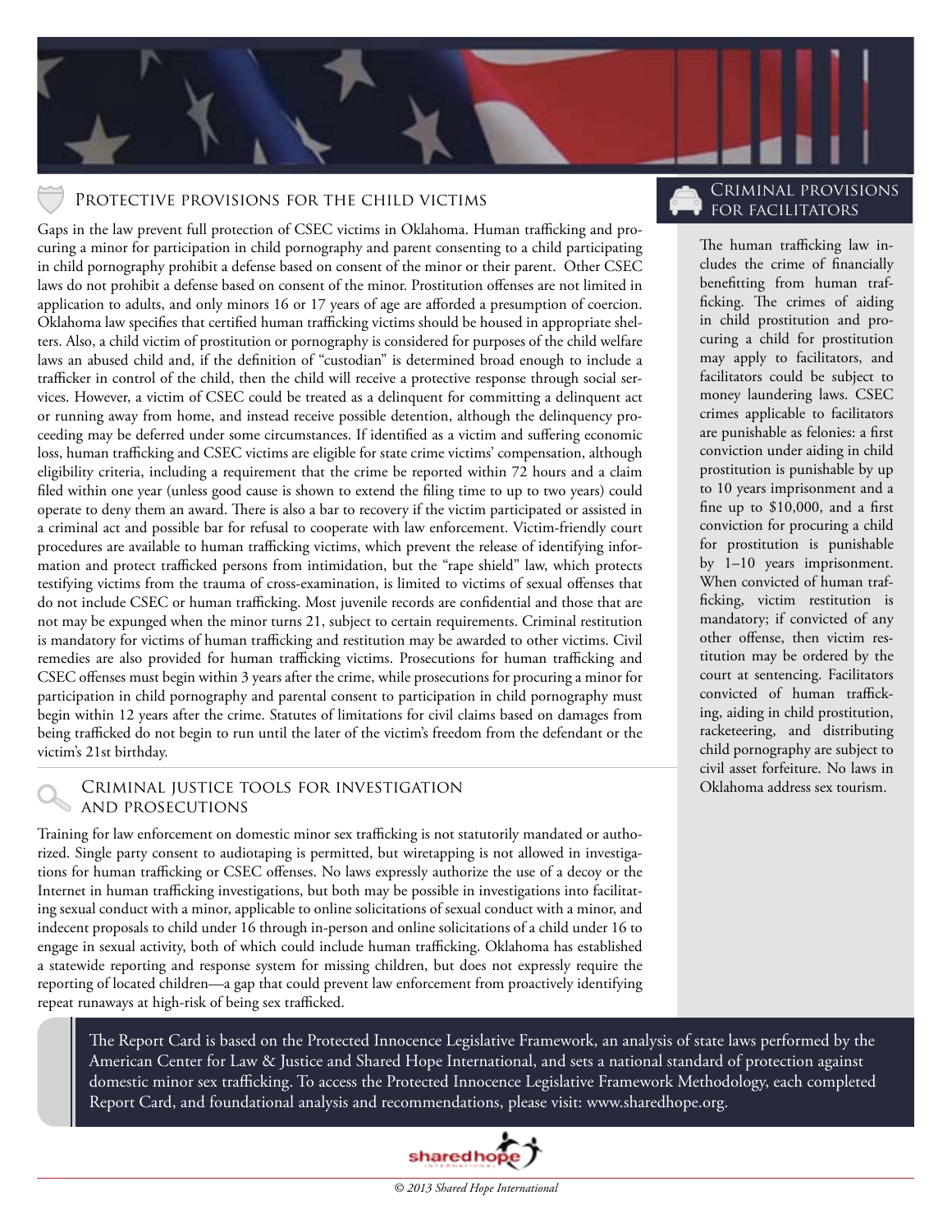## Protective provisions for the child victims

Gaps in the law prevent full protection of CSEC victims in Oklahoma. Human trafficking and procuring a minor for participation in child pornography and parent consenting to a child participating in child pornography prohibit a defense based on consent of the minor or their parent. Other CSEC laws do not prohibit a defense based on consent of the minor. Prostitution offenses are not limited in application to adults, and only minors 16 or 17 years of age are afforded a presumption of coercion. Oklahoma law specifies that certified human trafficking victims should be housed in appropriate shelters. Also, a child victim of prostitution or pornography is considered for purposes of the child welfare laws an abused child and, if the definition of "custodian" is determined broad enough to include a trafficker in control of the child, then the child will receive a protective response through social services. However, a victim of CSEC could be treated as a delinquent for committing a delinquent act or running away from home, and instead receive possible detention, although the delinquency proceeding may be deferred under some circumstances. If identified as a victim and suffering economic loss, human trafficking and CSEC victims are eligible for state crime victims' compensation, although eligibility criteria, including a requirement that the crime be reported within 72 hours and a claim filed within one year (unless good cause is shown to extend the filing time to up to two years) could operate to deny them an award. There is also a bar to recovery if the victim participated or assisted in a criminal act and possible bar for refusal to cooperate with law enforcement. Victim-friendly court procedures are available to human trafficking victims, which prevent the release of identifying information and protect trafficked persons from intimidation, but the "rape shield" law, which protects testifying victims from the trauma of cross-examination, is limited to victims of sexual offenses that do not include CSEC or human trafficking. Most juvenile records are confidential and those that are not may be expunged when the minor turns 21, subject to certain requirements. Criminal restitution is mandatory for victims of human trafficking and restitution may be awarded to other victims. Civil remedies are also provided for human trafficking victims. Prosecutions for human trafficking and CSEC offenses must begin within 3 years after the crime, while prosecutions for procuring a minor for participation in child pornography and parental consent to participation in child pornography must begin within 12 years after the crime. Statutes of limitations for civil claims based on damages from being trafficked do not begin to run until the later of the victim's freedom from the defendant or the victim's 21st birthday.

## Criminal justice tools for investigation and prosecutions

Training for law enforcement on domestic minor sex trafficking is not statutorily mandated or authorized. Single party consent to audiotaping is permitted, but wiretapping is not allowed in investigations for human trafficking or CSEC offenses. No laws expressly authorize the use of a decoy or the Internet in human trafficking investigations, but both may be possible in investigations into facilitating sexual conduct with a minor, applicable to online solicitations of sexual conduct with a minor, and indecent proposals to child under 16 through in-person and online solicitations of a child under 16 to engage in sexual activity, both of which could include human trafficking. Oklahoma has established a statewide reporting and response system for missing children, but does not expressly require the reporting of located children—a gap that could prevent law enforcement from proactively identifying repeat runaways at high-risk of being sex trafficked.

## Criminal provisions for facilitators

The human trafficking law includes the crime of financially benefitting from human trafficking. The crimes of aiding in child prostitution and procuring a child for prostitution may apply to facilitators, and facilitators could be subject to money laundering laws. CSEC crimes applicable to facilitators are punishable as felonies: a first conviction under aiding in child prostitution is punishable by up to 10 years imprisonment and a fine up to $10,000, and a first conviction for procuring a child for prostitution is punishable by 1–10 years imprisonment. When convicted of human trafficking, victim restitution is mandatory; if convicted of any other offense, then victim restitution may be ordered by the court at sentencing. Facilitators convicted of human trafficking, aiding in child prostitution, racketeering, and distributing child pornography are subject to civil asset forfeiture. No laws in Oklahoma address sex tourism.

The Report Card is based on the Protected Innocence Legislative Framework, an analysis of state laws performed by the American Center for Law & Justice and Shared Hope International, and sets a national standard of protection against domestic minor sex trafficking. To access the Protected Innocence Legislative Framework Methodology, each completed Report Card, and foundational analysis and recommendations, please visit: www.sharedhope.org.

*© 2013 Shared Hope International*